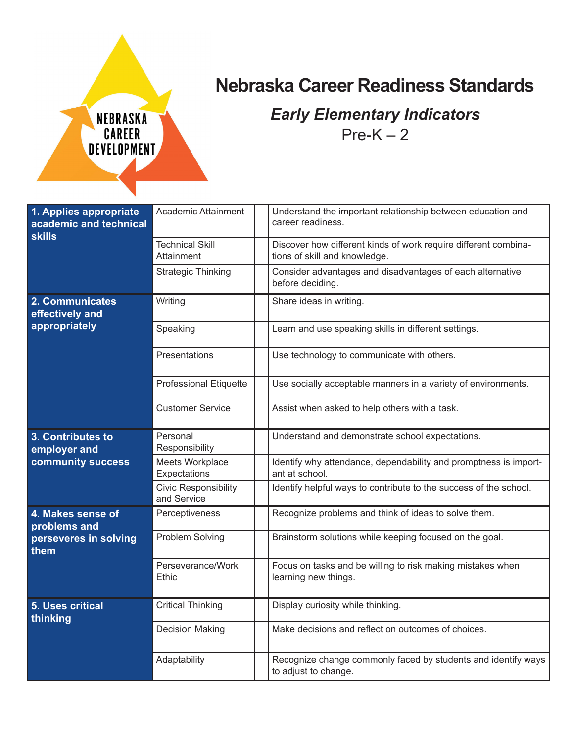NEBRASKA CAREER DEVELOPMENT

# Nebraska Career Readiness Standards

## *Early Elementary Indicators*

Pre-K – 2

| Standard | Component | | Indicator |
|---|---|---|---|
| **1. Applies appropriate academic and technical skills** | Academic Attainment | | Understand the important relationship between education and career readiness. |
| | Technical Skill Attainment | | Discover how different kinds of work require different combinations of skill and knowledge. |
| | Strategic Thinking | | Consider advantages and disadvantages of each alternative before deciding. |
| **2. Communicates effectively and appropriately** | Writing | | Share ideas in writing. |
| | Speaking | | Learn and use speaking skills in different settings. |
| | Presentations | | Use technology to communicate with others. |
| | Professional Etiquette | | Use socially acceptable manners in a variety of environments. |
| | Customer Service | | Assist when asked to help others with a task. |
| **3. Contributes to employer and community success** | Personal Responsibility | | Understand and demonstrate school expectations. |
| | Meets Workplace Expectations | | Identify why attendance, dependability and promptness is important at school. |
| | Civic Responsibility and Service | | Identify helpful ways to contribute to the success of the school. |
| **4. Makes sense of problems and perseveres in solving them** | Perceptiveness | | Recognize problems and think of ideas to solve them. |
| | Problem Solving | | Brainstorm solutions while keeping focused on the goal. |
| | Perseverance/Work Ethic | | Focus on tasks and be willing to risk making mistakes when learning new things. |
| **5. Uses critical thinking** | Critical Thinking | | Display curiosity while thinking. |
| | Decision Making | | Make decisions and reflect on outcomes of choices. |
| | Adaptability | | Recognize change commonly faced by students and identify ways to adjust to change. |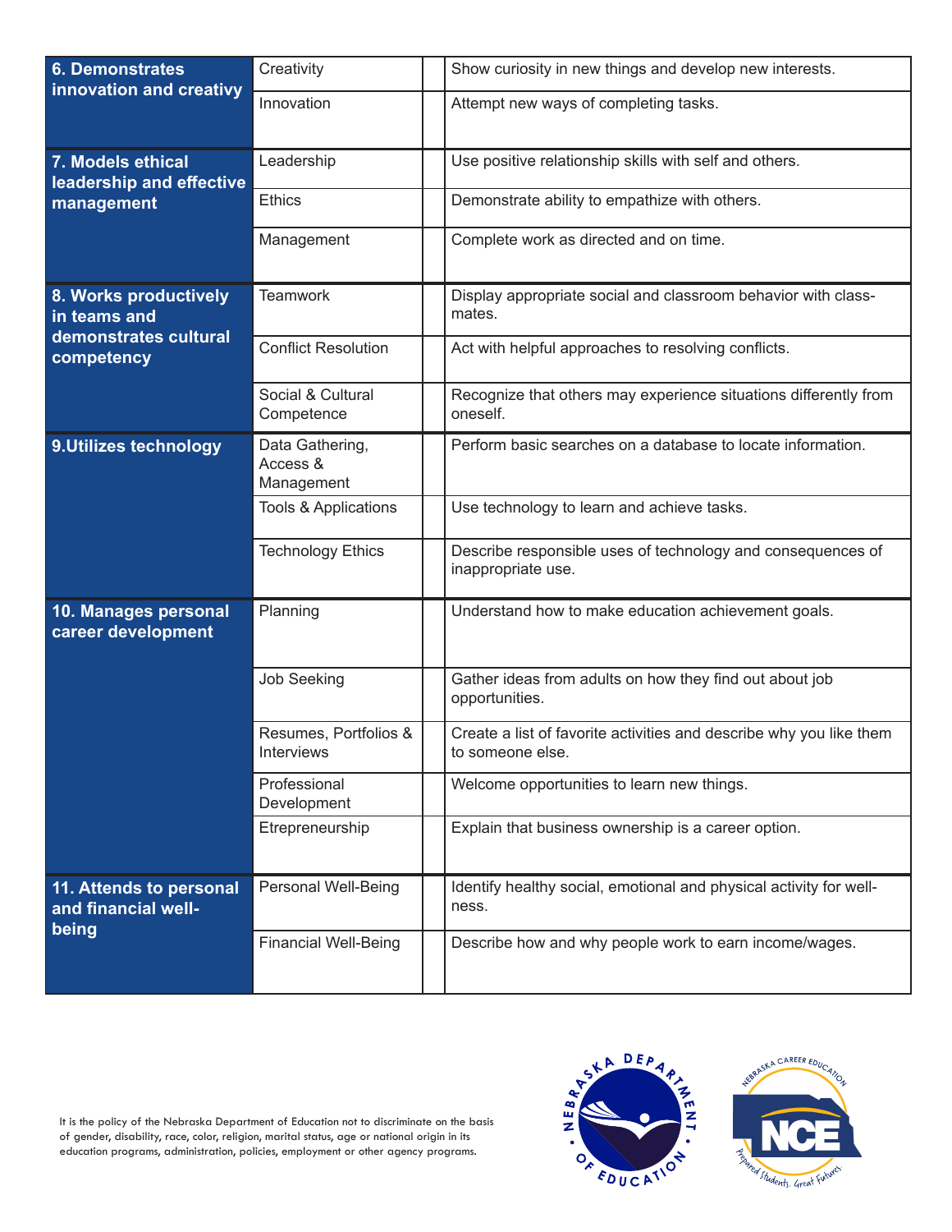| | | | |
|---|---|---|---|
| **6. Demonstrates innovation and creativy** | Creativity | | Show curiosity in new things and develop new interests. |
| | Innovation | | Attempt new ways of completing tasks. |
| **7. Models ethical leadership and effective management** | Leadership | | Use positive relationship skills with self and others. |
| | Ethics | | Demonstrate ability to empathize with others. |
| | Management | | Complete work as directed and on time. |
| **8. Works productively in teams and demonstrates cultural competency** | Teamwork | | Display appropriate social and classroom behavior with class-mates. |
| | Conflict Resolution | | Act with helpful approaches to resolving conflicts. |
| | Social & Cultural Competence | | Recognize that others may experience situations differently from oneself. |
| **9.Utilizes technology** | Data Gathering, Access & Management | | Perform basic searches on a database to locate information. |
| | Tools & Applications | | Use technology to learn and achieve tasks. |
| | Technology Ethics | | Describe responsible uses of technology and consequences of inappropriate use. |
| **10. Manages personal career development** | Planning | | Understand how to make education achievement goals. |
| | Job Seeking | | Gather ideas from adults on how they find out about job opportunities. |
| | Resumes, Portfolios & Interviews | | Create a list of favorite activities and describe why you like them to someone else. |
| | Professional Development | | Welcome opportunities to learn new things. |
| | Etrepreneurship | | Explain that business ownership is a career option. |
| **11. Attends to personal and financial well-being** | Personal Well-Being | | Identify healthy social, emotional and physical activity for well-ness. |
| | Financial Well-Being | | Describe how and why people work to earn income/wages. |

It is the policy of the Nebraska Department of Education not to discriminate on the basis of gender, disability, race, color, religion, marital status, age or national origin in its education programs, administration, policies, employment or other agency programs.

NEBRASKA DEPARTMENT OF EDUCATION

NEBRASKA CAREER EDUCATION
NCE
Prepared Students. Great Futures.